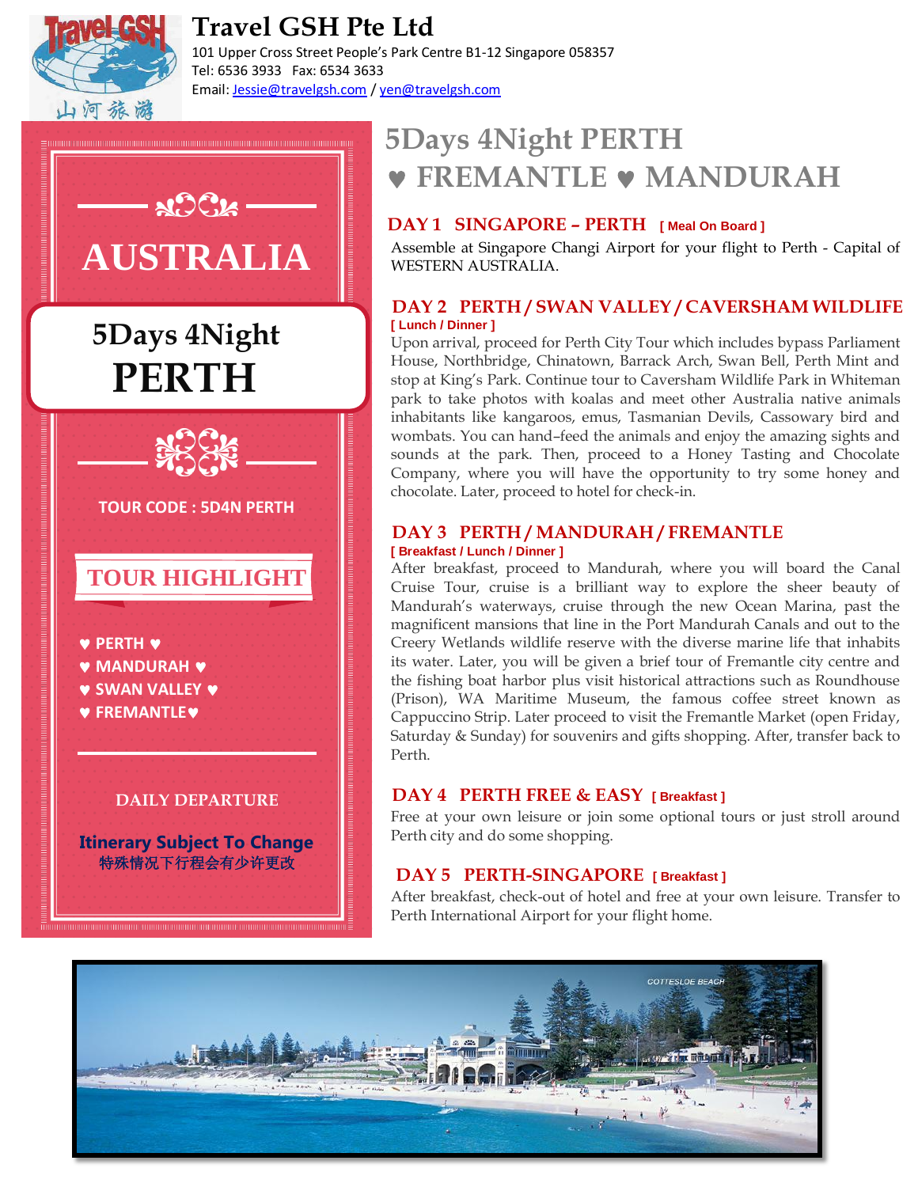# Travel GSH Pte Ltd

101 Upper Cross Street People's Park Centre B1-12 Singapore 058357
Tel: 6536 3933 Fax: 6534 3633
Email: Jessie@travelgsh.com / yen@travelgsh.com

山河旅游

## AUSTRALIA

## 5Days 4Night PERTH

TOUR CODE : 5D4N PERTH

### TOUR HIGHLIGHT

- ♥ PERTH ♥
- ♥ MANDURAH ♥
- ♥ SWAN VALLEY ♥
- ♥ FREMANTLE ♥

**DAILY DEPARTURE**

**Itinerary Subject To Change**
特殊情况下行程会有少许更改

# 5Days 4Night PERTH ♥ FREMANTLE ♥ MANDURAH

## DAY 1 SINGAPORE – PERTH [ Meal On Board ]

Assemble at Singapore Changi Airport for your flight to Perth - Capital of WESTERN AUSTRALIA.

## DAY 2 PERTH / SWAN VALLEY / CAVERSHAM WILDLIFE [ Lunch / Dinner ]

Upon arrival, proceed for Perth City Tour which includes bypass Parliament House, Northbridge, Chinatown, Barrack Arch, Swan Bell, Perth Mint and stop at King's Park. Continue tour to Caversham Wildlife Park in Whiteman park to take photos with koalas and meet other Australia native animals inhabitants like kangaroos, emus, Tasmanian Devils, Cassowary bird and wombats. You can hand–feed the animals and enjoy the amazing sights and sounds at the park. Then, proceed to a Honey Tasting and Chocolate Company, where you will have the opportunity to try some honey and chocolate. Later, proceed to hotel for check-in.

## DAY 3 PERTH / MANDURAH / FREMANTLE [ Breakfast / Lunch / Dinner ]

After breakfast, proceed to Mandurah, where you will board the Canal Cruise Tour, cruise is a brilliant way to explore the sheer beauty of Mandurah's waterways, cruise through the new Ocean Marina, past the magnificent mansions that line in the Port Mandurah Canals and out to the Creery Wetlands wildlife reserve with the diverse marine life that inhabits its water. Later, you will be given a brief tour of Fremantle city centre and the fishing boat harbor plus visit historical attractions such as Roundhouse (Prison), WA Maritime Museum, the famous coffee street known as Cappuccino Strip. Later proceed to visit the Fremantle Market (open Friday, Saturday & Sunday) for souvenirs and gifts shopping. After, transfer back to Perth.

## DAY 4 PERTH FREE & EASY [ Breakfast ]

Free at your own leisure or join some optional tours or just stroll around Perth city and do some shopping.

## DAY 5 PERTH-SINGAPORE [ Breakfast ]

After breakfast, check-out of hotel and free at your own leisure. Transfer to Perth International Airport for your flight home.

COTTESLOE BEACH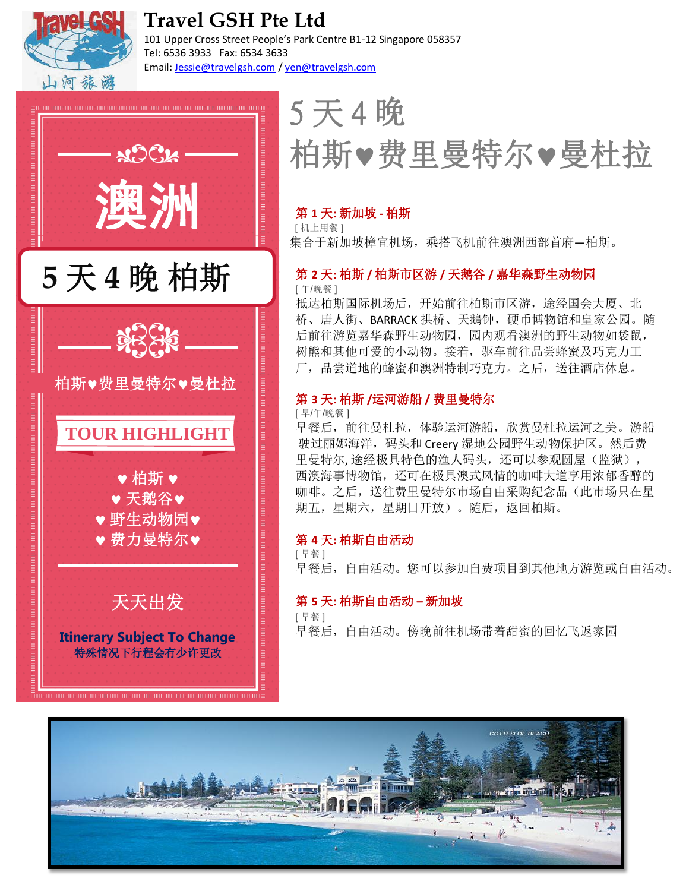# Travel GSH Pte Ltd

101 Upper Cross Street People's Park Centre B1-12 Singapore 058357
Tel: 6536 3933 Fax: 6534 3633
Email: Jessie@travelgsh.com / yen@travelgsh.com

山河旅游

## 澳洲

## 5 天 4 晚 柏斯

柏斯♥费里曼特尔♥曼杜拉

**TOUR HIGHLIGHT**

♥ 柏斯 ♥
♥ 天鹅谷 ♥
♥ 野生动物园 ♥
♥ 费力曼特尔 ♥

天天出发

**Itinerary Subject To Change**
特殊情况下行程会有少许更改

# 5 天 4 晚
# 柏斯♥费里曼特尔♥曼杜拉

### 第 1 天: 新加坡 - 柏斯

[ 机上用餐 ]
集合于新加坡樟宜机场，乘搭飞机前往澳洲西部首府—柏斯。

### 第 2 天: 柏斯 / 柏斯市区游 / 天鹅谷 / 嘉华森野生动物园

[ 午/晚餐 ]
抵达柏斯国际机场后，开始前往柏斯市区游，途经国会大厦、北桥、唐人街、BARRACK 拱桥、天鹅钟，硬币博物馆和皇家公园。随后前往游览嘉华森野生动物园，园内观看澳洲的野生动物如袋鼠，树熊和其他可爱的小动物。接着，驱车前往品尝蜂蜜及巧克力工厂，品尝道地的蜂蜜和澳洲特制巧克力。之后，送往酒店休息。

### 第 3 天: 柏斯 /运河游船 / 费里曼特尔

[ 早/午/晚餐 ]
早餐后，前往曼杜拉，体验运河游船，欣赏曼杜拉运河之美。游船驶过丽娜海洋，码头和 Creery 湿地公园野生动物保护区。然后费里曼特尔, 途经极具特色的渔人码头，还可以参观圆屋（监狱），西澳海事博物馆，还可在极具澳式风情的咖啡大道享用浓郁香醇的咖啡。之后，送往费里曼特尔市场自由采购纪念品（此市场只在星期五，星期六，星期日开放）。随后，返回柏斯。

### 第 4 天: 柏斯自由活动

[ 早餐 ]
早餐后，自由活动。您可以参加自费项目到其他地方游览或自由活动。

### 第 5 天: 柏斯自由活动 – 新加坡

[ 早餐 ]
早餐后，自由活动。傍晚前往机场带着甜蜜的回忆飞返家园

COTTESLOE BEACH